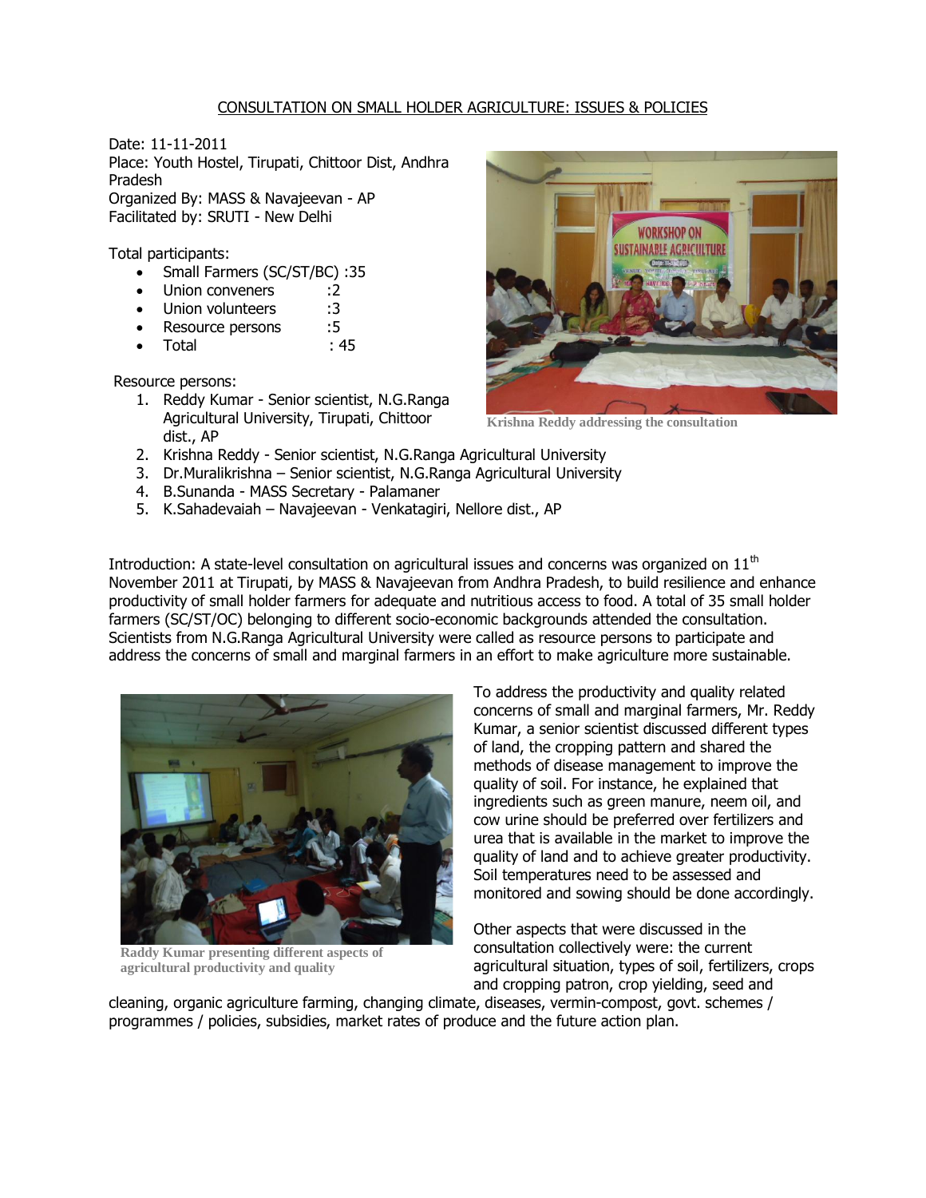# CONSULTATION ON SMALL HOLDER AGRICULTURE: ISSUES & POLICIES

Date: 11-11-2011
Place: Youth Hostel, Tirupati, Chittoor Dist, Andhra Pradesh
Organized By: MASS & Navajeevan - AP
Facilitated by: SRUTI - New Delhi

Total participants:

- Small Farmers (SC/ST/BC) :35
- Union conveners :2
- Union volunteers :3
- Resource persons :5
- Total : 45

Resource persons:

1. Reddy Kumar - Senior scientist, N.G.Ranga Agricultural University, Tirupati, Chittoor dist., AP
2. Krishna Reddy - Senior scientist, N.G.Ranga Agricultural University
3. Dr.Muralikrishna – Senior scientist, N.G.Ranga Agricultural University
4. B.Sunanda - MASS Secretary - Palamaner
5. K.Sahadevaiah – Navajeevan - Venkatagiri, Nellore dist., AP

Krishna Reddy addressing the consultation

Introduction: A state-level consultation on agricultural issues and concerns was organized on 11th November 2011 at Tirupati, by MASS & Navajeevan from Andhra Pradesh, to build resilience and enhance productivity of small holder farmers for adequate and nutritious access to food. A total of 35 small holder farmers (SC/ST/OC) belonging to different socio-economic backgrounds attended the consultation. Scientists from N.G.Ranga Agricultural University were called as resource persons to participate and address the concerns of small and marginal farmers in an effort to make agriculture more sustainable.

Raddy Kumar presenting different aspects of agricultural productivity and quality

To address the productivity and quality related concerns of small and marginal farmers, Mr. Reddy Kumar, a senior scientist discussed different types of land, the cropping pattern and shared the methods of disease management to improve the quality of soil. For instance, he explained that ingredients such as green manure, neem oil, and cow urine should be preferred over fertilizers and urea that is available in the market to improve the quality of land and to achieve greater productivity. Soil temperatures need to be assessed and monitored and sowing should be done accordingly.

Other aspects that were discussed in the consultation collectively were: the current agricultural situation, types of soil, fertilizers, crops and cropping patron, crop yielding, seed and cleaning, organic agriculture farming, changing climate, diseases, vermin-compost, govt. schemes / programmes / policies, subsidies, market rates of produce and the future action plan.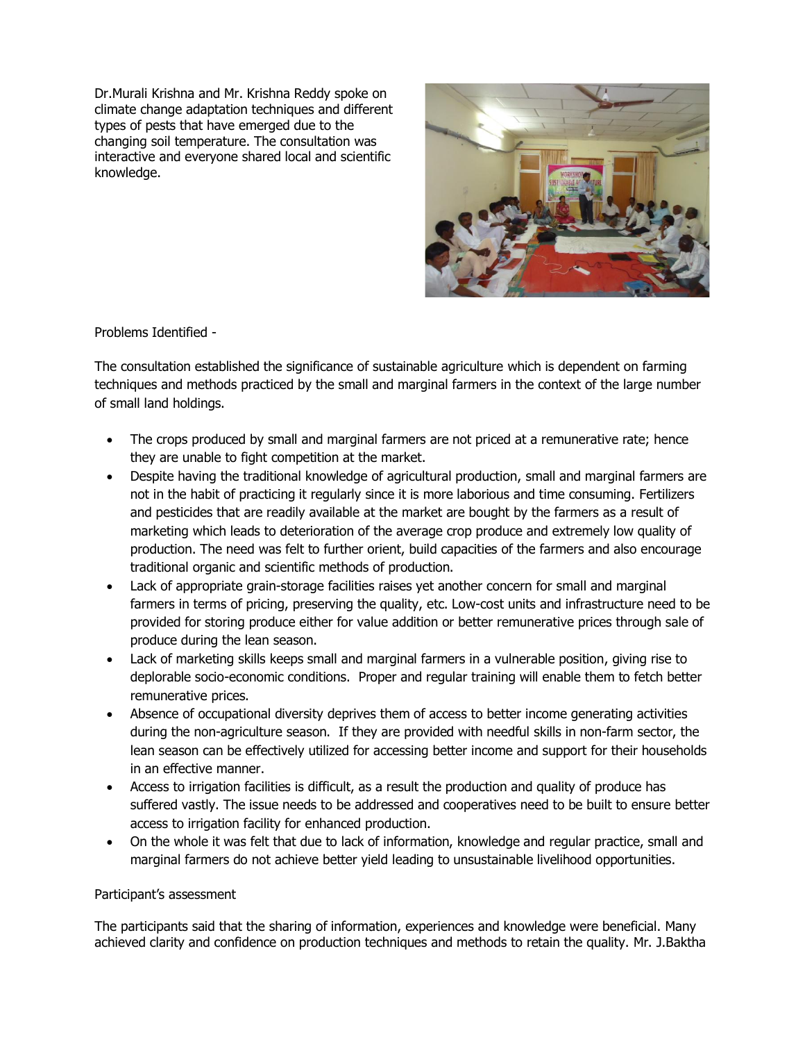Dr.Murali Krishna and Mr. Krishna Reddy spoke on climate change adaptation techniques and different types of pests that have emerged due to the changing soil temperature. The consultation was interactive and everyone shared local and scientific knowledge.

Problems Identified -

The consultation established the significance of sustainable agriculture which is dependent on farming techniques and methods practiced by the small and marginal farmers in the context of the large number of small land holdings.

- The crops produced by small and marginal farmers are not priced at a remunerative rate; hence they are unable to fight competition at the market.
- Despite having the traditional knowledge of agricultural production, small and marginal farmers are not in the habit of practicing it regularly since it is more laborious and time consuming. Fertilizers and pesticides that are readily available at the market are bought by the farmers as a result of marketing which leads to deterioration of the average crop produce and extremely low quality of production. The need was felt to further orient, build capacities of the farmers and also encourage traditional organic and scientific methods of production.
- Lack of appropriate grain-storage facilities raises yet another concern for small and marginal farmers in terms of pricing, preserving the quality, etc. Low-cost units and infrastructure need to be provided for storing produce either for value addition or better remunerative prices through sale of produce during the lean season.
- Lack of marketing skills keeps small and marginal farmers in a vulnerable position, giving rise to deplorable socio-economic conditions. Proper and regular training will enable them to fetch better remunerative prices.
- Absence of occupational diversity deprives them of access to better income generating activities during the non-agriculture season. If they are provided with needful skills in non-farm sector, the lean season can be effectively utilized for accessing better income and support for their households in an effective manner.
- Access to irrigation facilities is difficult, as a result the production and quality of produce has suffered vastly. The issue needs to be addressed and cooperatives need to be built to ensure better access to irrigation facility for enhanced production.
- On the whole it was felt that due to lack of information, knowledge and regular practice, small and marginal farmers do not achieve better yield leading to unsustainable livelihood opportunities.

Participant's assessment

The participants said that the sharing of information, experiences and knowledge were beneficial. Many achieved clarity and confidence on production techniques and methods to retain the quality. Mr. J.Baktha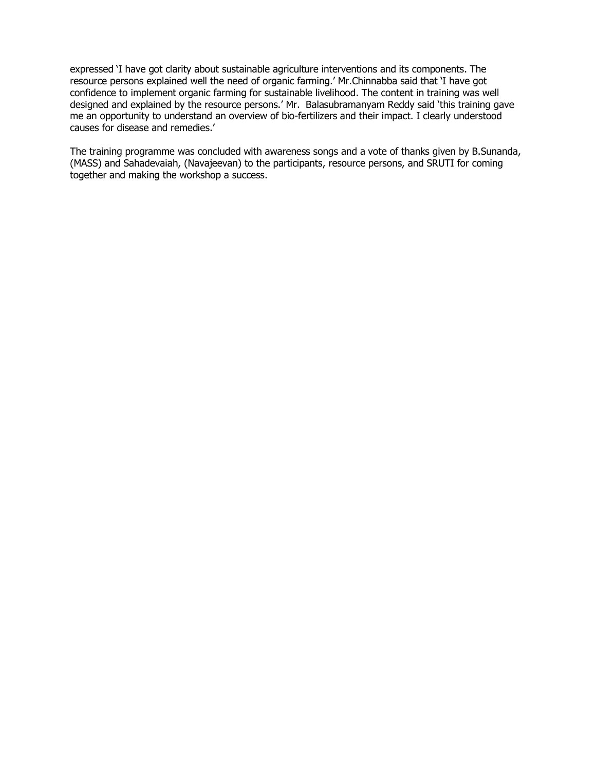expressed 'I have got clarity about sustainable agriculture interventions and its components. The resource persons explained well the need of organic farming.' Mr.Chinnabba said that 'I have got confidence to implement organic farming for sustainable livelihood. The content in training was well designed and explained by the resource persons.' Mr. Balasubramanyam Reddy said 'this training gave me an opportunity to understand an overview of bio-fertilizers and their impact. I clearly understood causes for disease and remedies.'

The training programme was concluded with awareness songs and a vote of thanks given by B.Sunanda, (MASS) and Sahadevaiah, (Navajeevan) to the participants, resource persons, and SRUTI for coming together and making the workshop a success.